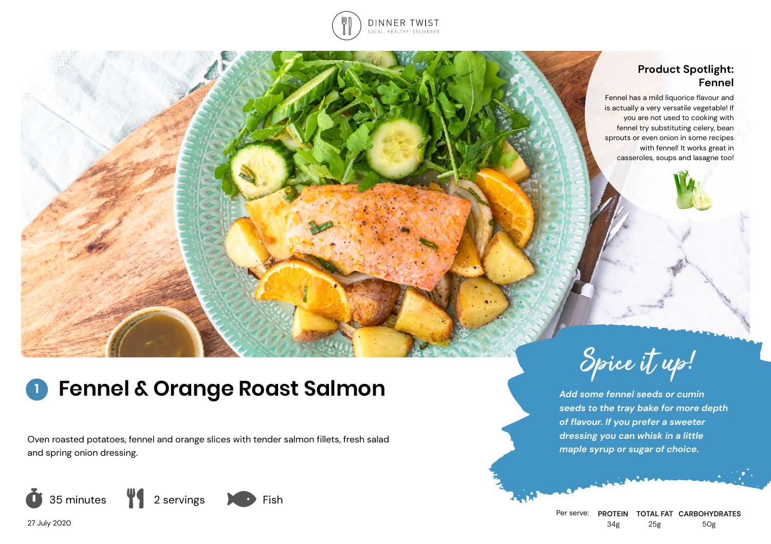DINNER TWIST

LOCAL, HEALTHY, DELIVERED

## Product Spotlight: Fennel

Fennel has a mild liquorice flavour and is actually a very versatile vegetable! If you are not used to cooking with fennel try substituting celery, bean sprouts or even onion in some recipes with fennel! It works great in casseroles, soups and lasagne too!

# 1 Fennel & Orange Roast Salmon

Oven roasted potatoes, fennel and orange slices with tender salmon fillets, fresh salad and spring onion dressing.

35 minutes

2 servings

Fish

27 July 2020

## Spice it up!

*Add some fennel seeds or cumin seeds to the tray bake for more depth of flavour. If you prefer a sweeter dressing you can whisk in a little maple syrup or sugar of choice.*

| Per serve: | PROTEIN | TOTAL FAT | CARBOHYDRATES |
|---|---|---|---|
| | 34g | 25g | 50g |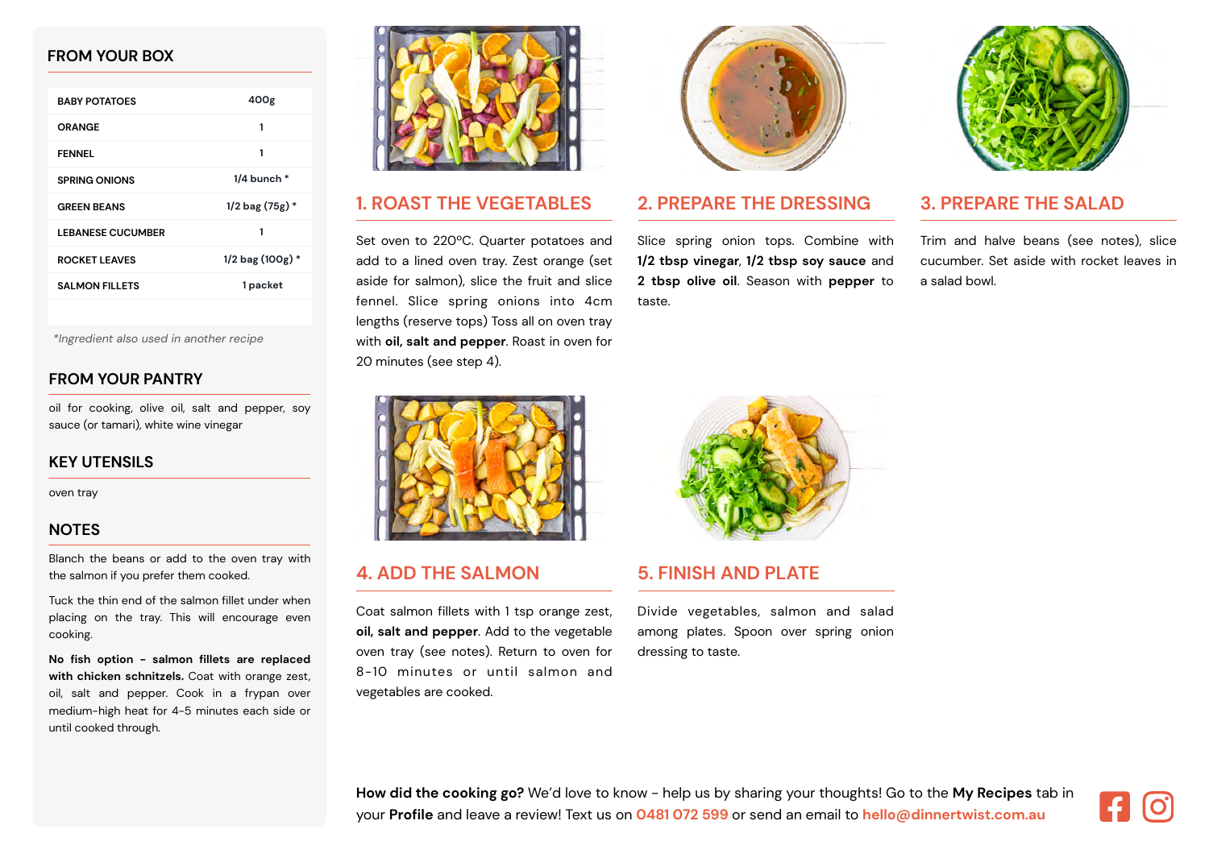## FROM YOUR BOX

| | |
|---|---|
| BABY POTATOES | 400g |
| ORANGE | 1 |
| FENNEL | 1 |
| SPRING ONIONS | 1/4 bunch * |
| GREEN BEANS | 1/2 bag (75g) * |
| LEBANESE CUCUMBER | 1 |
| ROCKET LEAVES | 1/2 bag (100g) * |
| SALMON FILLETS | 1 packet |

*\*Ingredient also used in another recipe*

## FROM YOUR PANTRY

oil for cooking, olive oil, salt and pepper, soy sauce (or tamari), white wine vinegar

## KEY UTENSILS

oven tray

## NOTES

Blanch the beans or add to the oven tray with the salmon if you prefer them cooked.

Tuck the thin end of the salmon fillet under when placing on the tray. This will encourage even cooking.

**No fish option - salmon fillets are replaced with chicken schnitzels.** Coat with orange zest, oil, salt and pepper. Cook in a frypan over medium-high heat for 4-5 minutes each side or until cooked through.

## 1. ROAST THE VEGETABLES

Set oven to 220°C. Quarter potatoes and add to a lined oven tray. Zest orange (set aside for salmon), slice the fruit and slice fennel. Slice spring onions into 4cm lengths (reserve tops) Toss all on oven tray with **oil, salt and pepper**. Roast in oven for 20 minutes (see step 4).

## 2. PREPARE THE DRESSING

Slice spring onion tops. Combine with **1/2 tbsp vinegar**, **1/2 tbsp soy sauce** and **2 tbsp olive oil**. Season with **pepper** to taste.

## 3. PREPARE THE SALAD

Trim and halve beans (see notes), slice cucumber. Set aside with rocket leaves in a salad bowl.

## 4. ADD THE SALMON

Coat salmon fillets with 1 tsp orange zest, **oil, salt and pepper**. Add to the vegetable oven tray (see notes). Return to oven for 8-10 minutes or until salmon and vegetables are cooked.

## 5. FINISH AND PLATE

Divide vegetables, salmon and salad among plates. Spoon over spring onion dressing to taste.

**How did the cooking go?** We'd love to know - help us by sharing your thoughts! Go to the **My Recipes** tab in your **Profile** and leave a review! Text us on 0481 072 599 or send an email to hello@dinnertwist.com.au